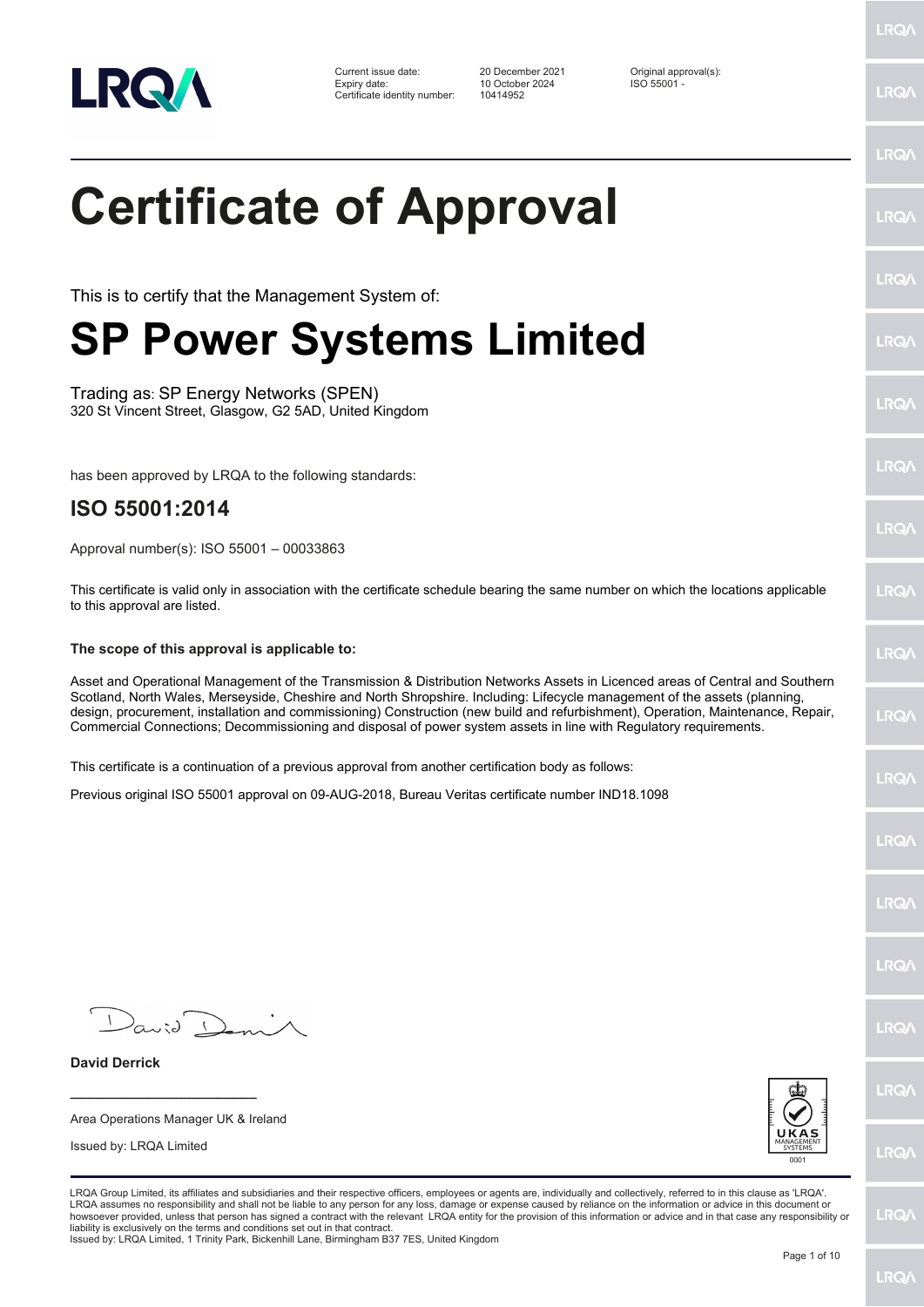| | | |
|---|---|---|
| Current issue date: | 20 December 2021 | Original approval(s): |
| Expiry date: | 10 October 2024 | ISO 55001 - |
| Certificate identity number: | 10414952 | |

# Certificate of Approval

This is to certify that the Management System of:

# SP Power Systems Limited

Trading as: SP Energy Networks (SPEN)
320 St Vincent Street, Glasgow, G2 5AD, United Kingdom

has been approved by LRQA to the following standards:

## ISO 55001:2014

Approval number(s): ISO 55001 – 00033863

This certificate is valid only in association with the certificate schedule bearing the same number on which the locations applicable to this approval are listed.

**The scope of this approval is applicable to:**

Asset and Operational Management of the Transmission & Distribution Networks Assets in Licenced areas of Central and Southern Scotland, North Wales, Merseyside, Cheshire and North Shropshire. Including: Lifecycle management of the assets (planning, design, procurement, installation and commissioning) Construction (new build and refurbishment), Operation, Maintenance, Repair, Commercial Connections; Decommissioning and disposal of power system assets in line with Regulatory requirements.

This certificate is a continuation of a previous approval from another certification body as follows:

Previous original ISO 55001 approval on 09-AUG-2018, Bureau Veritas certificate number IND18.1098

**David Derrick**

Area Operations Manager UK & Ireland

Issued by: LRQA Limited

UKAS MANAGEMENT SYSTEMS 0001

LRQA Group Limited, its affiliates and subsidiaries and their respective officers, employees or agents are, individually and collectively, referred to in this clause as 'LRQA'. LRQA assumes no responsibility and shall not be liable to any person for any loss, damage or expense caused by reliance on the information or advice in this document or howsoever provided, unless that person has signed a contract with the relevant LRQA entity for the provision of this information or advice and in that case any responsibility or liability is exclusively on the terms and conditions set out in that contract.
Issued by: LRQA Limited, 1 Trinity Park, Bickenhill Lane, Birmingham B37 7ES, United Kingdom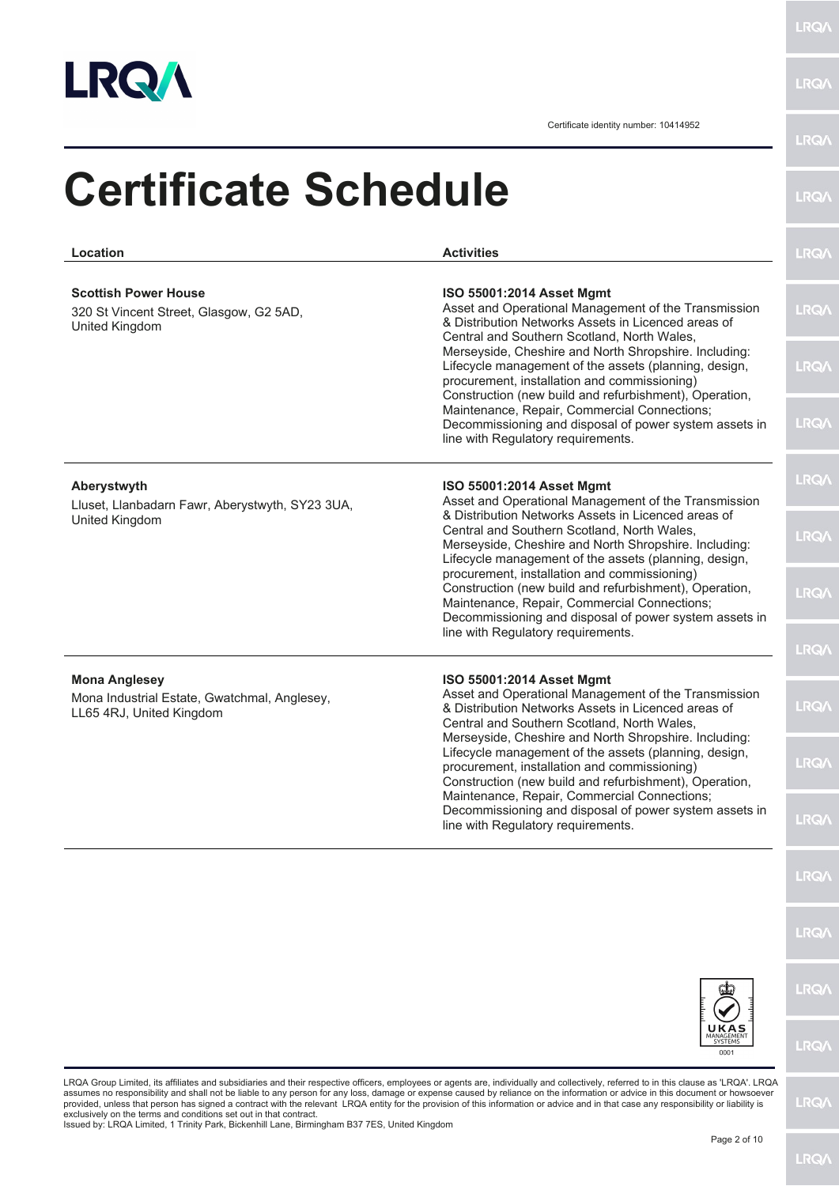Certificate identity number: 10414952

# Certificate Schedule

| Location | Activities |
| --- | --- |
| **Scottish Power House**<br>320 St Vincent Street, Glasgow, G2 5AD, United Kingdom | **ISO 55001:2014 Asset Mgmt**<br>Asset and Operational Management of the Transmission & Distribution Networks Assets in Licenced areas of Central and Southern Scotland, North Wales, Merseyside, Cheshire and North Shropshire. Including: Lifecycle management of the assets (planning, design, procurement, installation and commissioning) Construction (new build and refurbishment), Operation, Maintenance, Repair, Commercial Connections; Decommissioning and disposal of power system assets in line with Regulatory requirements. |
| **Aberystwyth**<br>Lluset, Llanbadarn Fawr, Aberystwyth, SY23 3UA, United Kingdom | **ISO 55001:2014 Asset Mgmt**<br>Asset and Operational Management of the Transmission & Distribution Networks Assets in Licenced areas of Central and Southern Scotland, North Wales, Merseyside, Cheshire and North Shropshire. Including: Lifecycle management of the assets (planning, design, procurement, installation and commissioning) Construction (new build and refurbishment), Operation, Maintenance, Repair, Commercial Connections; Decommissioning and disposal of power system assets in line with Regulatory requirements. |
| **Mona Anglesey**<br>Mona Industrial Estate, Gwatchmal, Anglesey, LL65 4RJ, United Kingdom | **ISO 55001:2014 Asset Mgmt**<br>Asset and Operational Management of the Transmission & Distribution Networks Assets in Licenced areas of Central and Southern Scotland, North Wales, Merseyside, Cheshire and North Shropshire. Including: Lifecycle management of the assets (planning, design, procurement, installation and commissioning) Construction (new build and refurbishment), Operation, Maintenance, Repair, Commercial Connections; Decommissioning and disposal of power system assets in line with Regulatory requirements. |

UKAS MANAGEMENT SYSTEMS 0001

LRQA Group Limited, its affiliates and subsidiaries and their respective officers, employees or agents are, individually and collectively, referred to in this clause as 'LRQA'. LRQA assumes no responsibility and shall not be liable to any person for any loss, damage or expense caused by reliance on the information or advice in this document or howsoever provided, unless that person has signed a contract with the relevant LRQA entity for the provision of this information or advice and in that case any responsibility or liability is exclusively on the terms and conditions set out in that contract.
Issued by: LRQA Limited, 1 Trinity Park, Bickenhill Lane, Birmingham B37 7ES, United Kingdom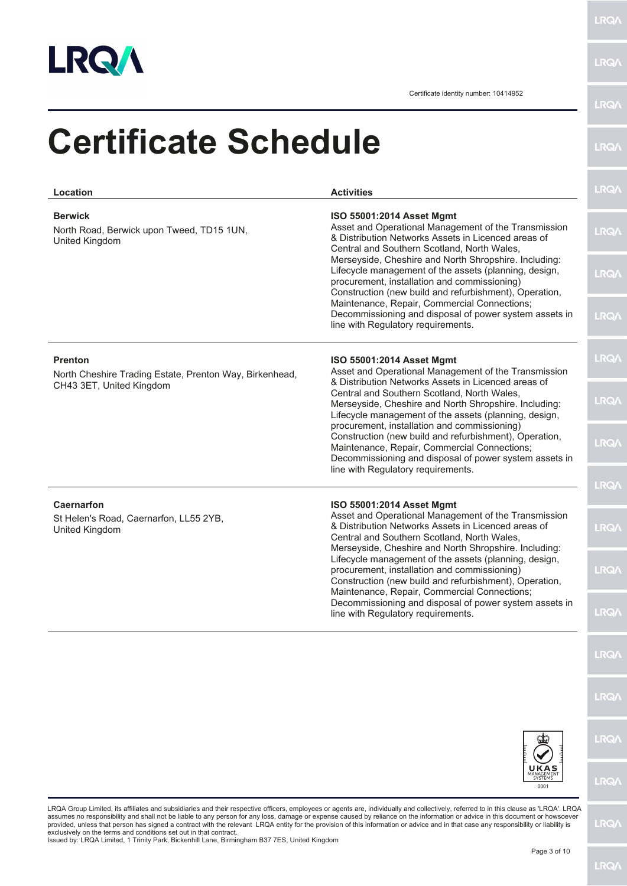Certificate identity number: 10414952

# Certificate Schedule

| Location | Activities |
| --- | --- |
| **Berwick**<br>North Road, Berwick upon Tweed, TD15 1UN, United Kingdom | **ISO 55001:2014 Asset Mgmt**<br>Asset and Operational Management of the Transmission & Distribution Networks Assets in Licenced areas of Central and Southern Scotland, North Wales, Merseyside, Cheshire and North Shropshire. Including: Lifecycle management of the assets (planning, design, procurement, installation and commissioning) Construction (new build and refurbishment), Operation, Maintenance, Repair, Commercial Connections; Decommissioning and disposal of power system assets in line with Regulatory requirements. |
| **Prenton**<br>North Cheshire Trading Estate, Prenton Way, Birkenhead, CH43 3ET, United Kingdom | **ISO 55001:2014 Asset Mgmt**<br>Asset and Operational Management of the Transmission & Distribution Networks Assets in Licenced areas of Central and Southern Scotland, North Wales, Merseyside, Cheshire and North Shropshire. Including: Lifecycle management of the assets (planning, design, procurement, installation and commissioning) Construction (new build and refurbishment), Operation, Maintenance, Repair, Commercial Connections; Decommissioning and disposal of power system assets in line with Regulatory requirements. |
| **Caernarfon**<br>St Helen's Road, Caernarfon, LL55 2YB, United Kingdom | **ISO 55001:2014 Asset Mgmt**<br>Asset and Operational Management of the Transmission & Distribution Networks Assets in Licenced areas of Central and Southern Scotland, North Wales, Merseyside, Cheshire and North Shropshire. Including: Lifecycle management of the assets (planning, design, procurement, installation and commissioning) Construction (new build and refurbishment), Operation, Maintenance, Repair, Commercial Connections; Decommissioning and disposal of power system assets in line with Regulatory requirements. |

UKAS MANAGEMENT SYSTEMS 0001

LRQA Group Limited, its affiliates and subsidiaries and their respective officers, employees or agents are, individually and collectively, referred to in this clause as 'LRQA'. LRQA assumes no responsibility and shall not be liable to any person for any loss, damage or expense caused by reliance on the information or advice in this document or howsoever provided, unless that person has signed a contract with the relevant LRQA entity for the provision of this information or advice and in that case any responsibility or liability is exclusively on the terms and conditions set out in that contract.
Issued by: LRQA Limited, 1 Trinity Park, Bickenhill Lane, Birmingham B37 7ES, United Kingdom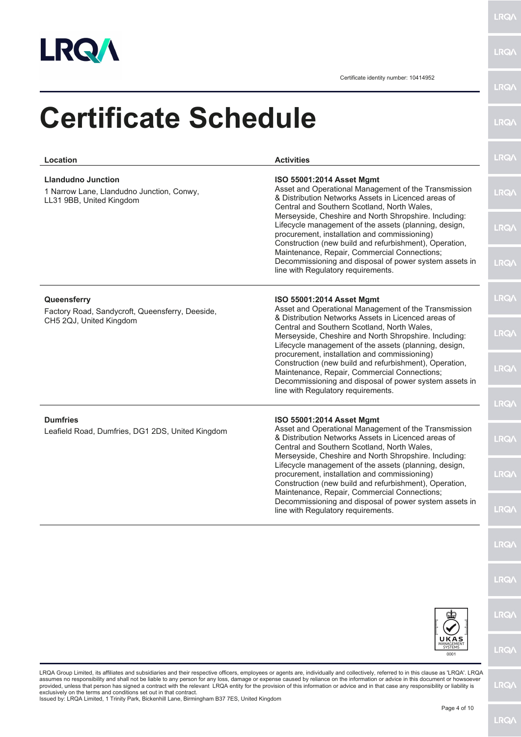Certificate identity number: 10414952

# Certificate Schedule

| Location | Activities |
| --- | --- |
| **Llandudno Junction**<br>1 Narrow Lane, Llandudno Junction, Conwy, LL31 9BB, United Kingdom | **ISO 55001:2014 Asset Mgmt**<br>Asset and Operational Management of the Transmission & Distribution Networks Assets in Licenced areas of Central and Southern Scotland, North Wales, Merseyside, Cheshire and North Shropshire. Including: Lifecycle management of the assets (planning, design, procurement, installation and commissioning) Construction (new build and refurbishment), Operation, Maintenance, Repair, Commercial Connections; Decommissioning and disposal of power system assets in line with Regulatory requirements. |
| **Queensferry**<br>Factory Road, Sandycroft, Queensferry, Deeside, CH5 2QJ, United Kingdom | **ISO 55001:2014 Asset Mgmt**<br>Asset and Operational Management of the Transmission & Distribution Networks Assets in Licenced areas of Central and Southern Scotland, North Wales, Merseyside, Cheshire and North Shropshire. Including: Lifecycle management of the assets (planning, design, procurement, installation and commissioning) Construction (new build and refurbishment), Operation, Maintenance, Repair, Commercial Connections; Decommissioning and disposal of power system assets in line with Regulatory requirements. |
| **Dumfries**<br>Leafield Road, Dumfries, DG1 2DS, United Kingdom | **ISO 55001:2014 Asset Mgmt**<br>Asset and Operational Management of the Transmission & Distribution Networks Assets in Licenced areas of Central and Southern Scotland, North Wales, Merseyside, Cheshire and North Shropshire. Including: Lifecycle management of the assets (planning, design, procurement, installation and commissioning) Construction (new build and refurbishment), Operation, Maintenance, Repair, Commercial Connections; Decommissioning and disposal of power system assets in line with Regulatory requirements. |

UKAS MANAGEMENT SYSTEMS 0001

LRQA Group Limited, its affiliates and subsidiaries and their respective officers, employees or agents are, individually and collectively, referred to in this clause as 'LRQA'. LRQA assumes no responsibility and shall not be liable to any person for any loss, damage or expense caused by reliance on the information or advice in this document or howsoever provided, unless that person has signed a contract with the relevant LRQA entity for the provision of this information or advice and in that case any responsibility or liability is exclusively on the terms and conditions set out in that contract.
Issued by: LRQA Limited, 1 Trinity Park, Bickenhill Lane, Birmingham B37 7ES, United Kingdom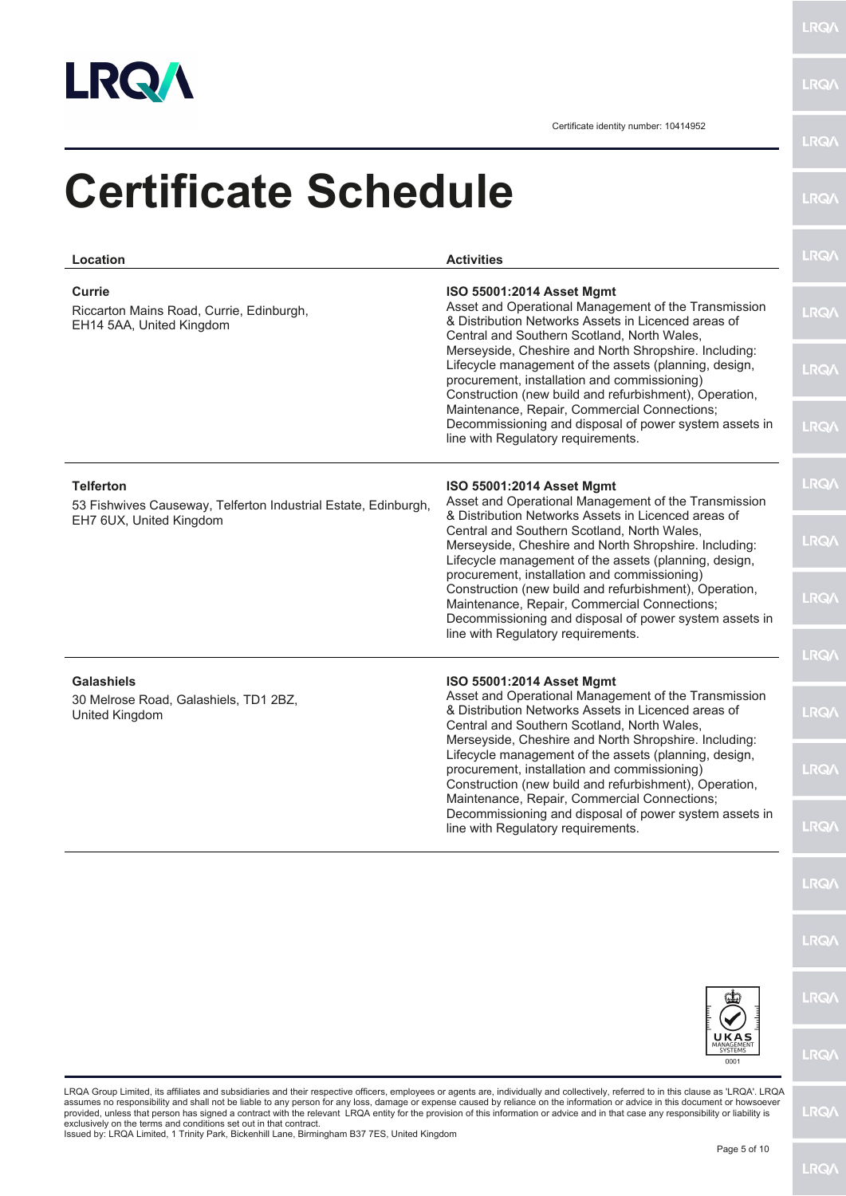Certificate identity number: 10414952

# Certificate Schedule

| Location | Activities |
| --- | --- |
| **Currie**<br>Riccarton Mains Road, Currie, Edinburgh, EH14 5AA, United Kingdom | **ISO 55001:2014 Asset Mgmt**<br>Asset and Operational Management of the Transmission & Distribution Networks Assets in Licenced areas of Central and Southern Scotland, North Wales, Merseyside, Cheshire and North Shropshire. Including: Lifecycle management of the assets (planning, design, procurement, installation and commissioning) Construction (new build and refurbishment), Operation, Maintenance, Repair, Commercial Connections; Decommissioning and disposal of power system assets in line with Regulatory requirements. |
| **Telferton**<br>53 Fishwives Causeway, Telferton Industrial Estate, Edinburgh, EH7 6UX, United Kingdom | **ISO 55001:2014 Asset Mgmt**<br>Asset and Operational Management of the Transmission & Distribution Networks Assets in Licenced areas of Central and Southern Scotland, North Wales, Merseyside, Cheshire and North Shropshire. Including: Lifecycle management of the assets (planning, design, procurement, installation and commissioning) Construction (new build and refurbishment), Operation, Maintenance, Repair, Commercial Connections; Decommissioning and disposal of power system assets in line with Regulatory requirements. |
| **Galashiels**<br>30 Melrose Road, Galashiels, TD1 2BZ, United Kingdom | **ISO 55001:2014 Asset Mgmt**<br>Asset and Operational Management of the Transmission & Distribution Networks Assets in Licenced areas of Central and Southern Scotland, North Wales, Merseyside, Cheshire and North Shropshire. Including: Lifecycle management of the assets (planning, design, procurement, installation and commissioning) Construction (new build and refurbishment), Operation, Maintenance, Repair, Commercial Connections; Decommissioning and disposal of power system assets in line with Regulatory requirements. |

LRQA Group Limited, its affiliates and subsidiaries and their respective officers, employees or agents are, individually and collectively, referred to in this clause as 'LRQA'. LRQA assumes no responsibility and shall not be liable to any person for any loss, damage or expense caused by reliance on the information or advice in this document or howsoever provided, unless that person has signed a contract with the relevant LRQA entity for the provision of this information or advice and in that case any responsibility or liability is exclusively on the terms and conditions set out in that contract.
Issued by: LRQA Limited, 1 Trinity Park, Bickenhill Lane, Birmingham B37 7ES, United Kingdom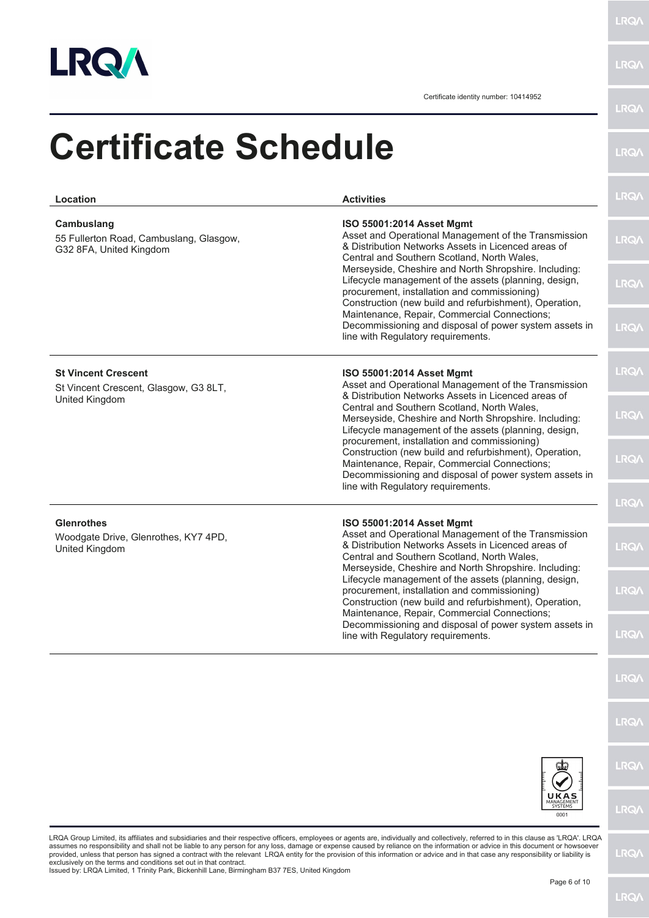Certificate identity number: 10414952

# Certificate Schedule

| Location | Activities |
|---|---|
| **Cambuslang**<br>55 Fullerton Road, Cambuslang, Glasgow, G32 8FA, United Kingdom | **ISO 55001:2014 Asset Mgmt**<br>Asset and Operational Management of the Transmission & Distribution Networks Assets in Licenced areas of Central and Southern Scotland, North Wales, Merseyside, Cheshire and North Shropshire. Including: Lifecycle management of the assets (planning, design, procurement, installation and commissioning) Construction (new build and refurbishment), Operation, Maintenance, Repair, Commercial Connections; Decommissioning and disposal of power system assets in line with Regulatory requirements. |
| **St Vincent Crescent**<br>St Vincent Crescent, Glasgow, G3 8LT, United Kingdom | **ISO 55001:2014 Asset Mgmt**<br>Asset and Operational Management of the Transmission & Distribution Networks Assets in Licenced areas of Central and Southern Scotland, North Wales, Merseyside, Cheshire and North Shropshire. Including: Lifecycle management of the assets (planning, design, procurement, installation and commissioning) Construction (new build and refurbishment), Operation, Maintenance, Repair, Commercial Connections; Decommissioning and disposal of power system assets in line with Regulatory requirements. |
| **Glenrothes**<br>Woodgate Drive, Glenrothes, KY7 4PD, United Kingdom | **ISO 55001:2014 Asset Mgmt**<br>Asset and Operational Management of the Transmission & Distribution Networks Assets in Licenced areas of Central and Southern Scotland, North Wales, Merseyside, Cheshire and North Shropshire. Including: Lifecycle management of the assets (planning, design, procurement, installation and commissioning) Construction (new build and refurbishment), Operation, Maintenance, Repair, Commercial Connections; Decommissioning and disposal of power system assets in line with Regulatory requirements. |

LRQA Group Limited, its affiliates and subsidiaries and their respective officers, employees or agents are, individually and collectively, referred to in this clause as 'LRQA'. LRQA assumes no responsibility and shall not be liable to any person for any loss, damage or expense caused by reliance on the information or advice in this document or howsoever provided, unless that person has signed a contract with the relevant LRQA entity for the provision of this information or advice and in that case any responsibility or liability is exclusively on the terms and conditions set out in that contract.
Issued by: LRQA Limited, 1 Trinity Park, Bickenhill Lane, Birmingham B37 7ES, United Kingdom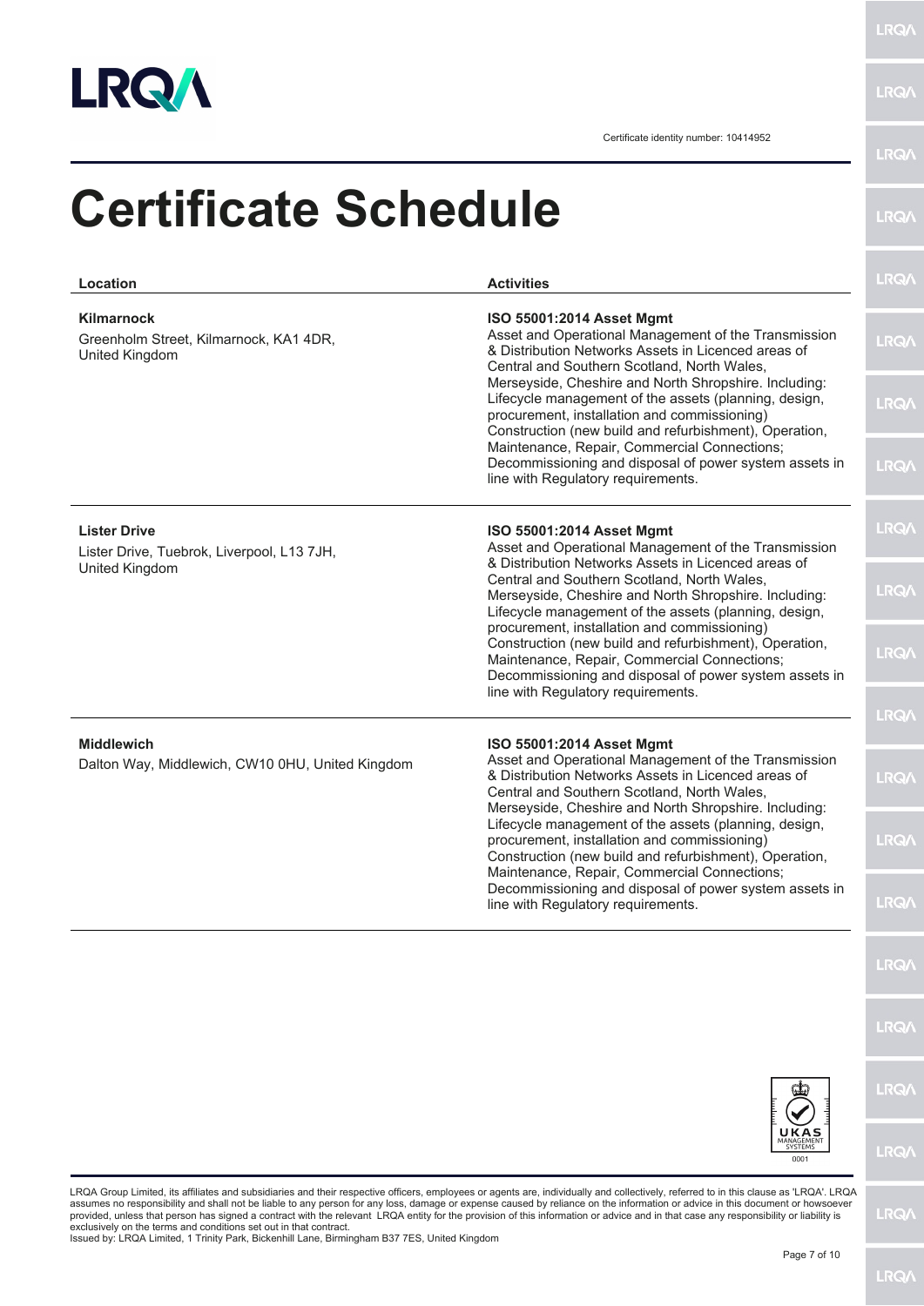Certificate identity number: 10414952

# Certificate Schedule

| Location | Activities |
|---|---|
| **Kilmarnock**<br>Greenholm Street, Kilmarnock, KA1 4DR, United Kingdom | **ISO 55001:2014 Asset Mgmt**<br>Asset and Operational Management of the Transmission & Distribution Networks Assets in Licenced areas of Central and Southern Scotland, North Wales, Merseyside, Cheshire and North Shropshire. Including: Lifecycle management of the assets (planning, design, procurement, installation and commissioning) Construction (new build and refurbishment), Operation, Maintenance, Repair, Commercial Connections; Decommissioning and disposal of power system assets in line with Regulatory requirements. |
| **Lister Drive**<br>Lister Drive, Tuebrok, Liverpool, L13 7JH, United Kingdom | **ISO 55001:2014 Asset Mgmt**<br>Asset and Operational Management of the Transmission & Distribution Networks Assets in Licenced areas of Central and Southern Scotland, North Wales, Merseyside, Cheshire and North Shropshire. Including: Lifecycle management of the assets (planning, design, procurement, installation and commissioning) Construction (new build and refurbishment), Operation, Maintenance, Repair, Commercial Connections; Decommissioning and disposal of power system assets in line with Regulatory requirements. |
| **Middlewich**<br>Dalton Way, Middlewich, CW10 0HU, United Kingdom | **ISO 55001:2014 Asset Mgmt**<br>Asset and Operational Management of the Transmission & Distribution Networks Assets in Licenced areas of Central and Southern Scotland, North Wales, Merseyside, Cheshire and North Shropshire. Including: Lifecycle management of the assets (planning, design, procurement, installation and commissioning) Construction (new build and refurbishment), Operation, Maintenance, Repair, Commercial Connections; Decommissioning and disposal of power system assets in line with Regulatory requirements. |

UKAS MANAGEMENT SYSTEMS 0001

LRQA Group Limited, its affiliates and subsidiaries and their respective officers, employees or agents are, individually and collectively, referred to in this clause as 'LRQA'. LRQA assumes no responsibility and shall not be liable to any person for any loss, damage or expense caused by reliance on the information or advice in this document or howsoever provided, unless that person has signed a contract with the relevant LRQA entity for the provision of this information or advice and in that case any responsibility or liability is exclusively on the terms and conditions set out in that contract.
Issued by: LRQA Limited, 1 Trinity Park, Bickenhill Lane, Birmingham B37 7ES, United Kingdom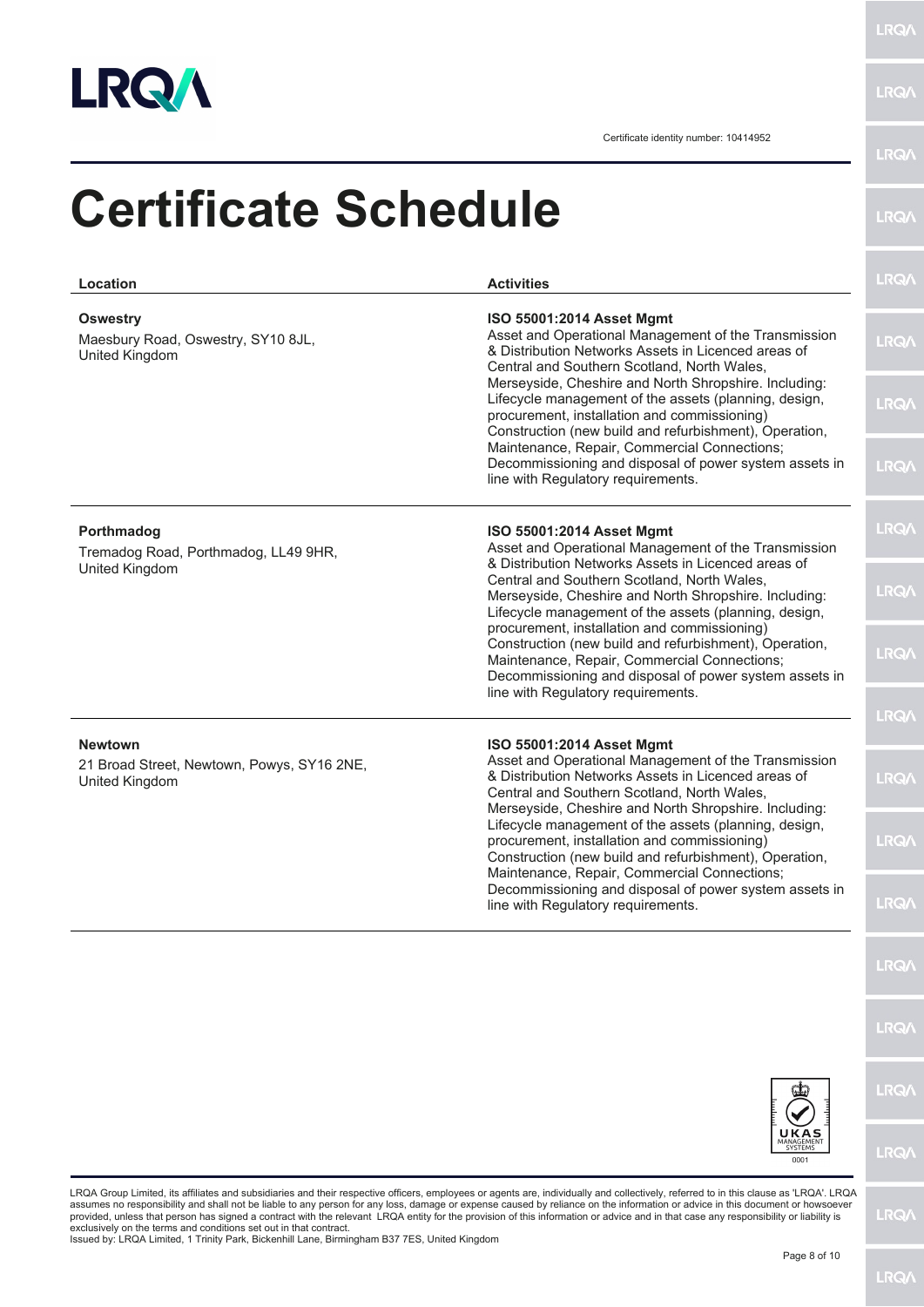Certificate identity number: 10414952

# Certificate Schedule

| Location | Activities |
|---|---|
| **Oswestry**<br>Maesbury Road, Oswestry, SY10 8JL, United Kingdom | **ISO 55001:2014 Asset Mgmt**<br>Asset and Operational Management of the Transmission & Distribution Networks Assets in Licenced areas of Central and Southern Scotland, North Wales, Merseyside, Cheshire and North Shropshire. Including: Lifecycle management of the assets (planning, design, procurement, installation and commissioning) Construction (new build and refurbishment), Operation, Maintenance, Repair, Commercial Connections; Decommissioning and disposal of power system assets in line with Regulatory requirements. |
| **Porthmadog**<br>Tremadog Road, Porthmadog, LL49 9HR, United Kingdom | **ISO 55001:2014 Asset Mgmt**<br>Asset and Operational Management of the Transmission & Distribution Networks Assets in Licenced areas of Central and Southern Scotland, North Wales, Merseyside, Cheshire and North Shropshire. Including: Lifecycle management of the assets (planning, design, procurement, installation and commissioning) Construction (new build and refurbishment), Operation, Maintenance, Repair, Commercial Connections; Decommissioning and disposal of power system assets in line with Regulatory requirements. |
| **Newtown**<br>21 Broad Street, Newtown, Powys, SY16 2NE, United Kingdom | **ISO 55001:2014 Asset Mgmt**<br>Asset and Operational Management of the Transmission & Distribution Networks Assets in Licenced areas of Central and Southern Scotland, North Wales, Merseyside, Cheshire and North Shropshire. Including: Lifecycle management of the assets (planning, design, procurement, installation and commissioning) Construction (new build and refurbishment), Operation, Maintenance, Repair, Commercial Connections; Decommissioning and disposal of power system assets in line with Regulatory requirements. |

LRQA Group Limited, its affiliates and subsidiaries and their respective officers, employees or agents are, individually and collectively, referred to in this clause as 'LRQA'. LRQA assumes no responsibility and shall not be liable to any person for any loss, damage or expense caused by reliance on the information or advice in this document or howsoever provided, unless that person has signed a contract with the relevant LRQA entity for the provision of this information or advice and in that case any responsibility or liability is exclusively on the terms and conditions set out in that contract.

Issued by: LRQA Limited, 1 Trinity Park, Bickenhill Lane, Birmingham B37 7ES, United Kingdom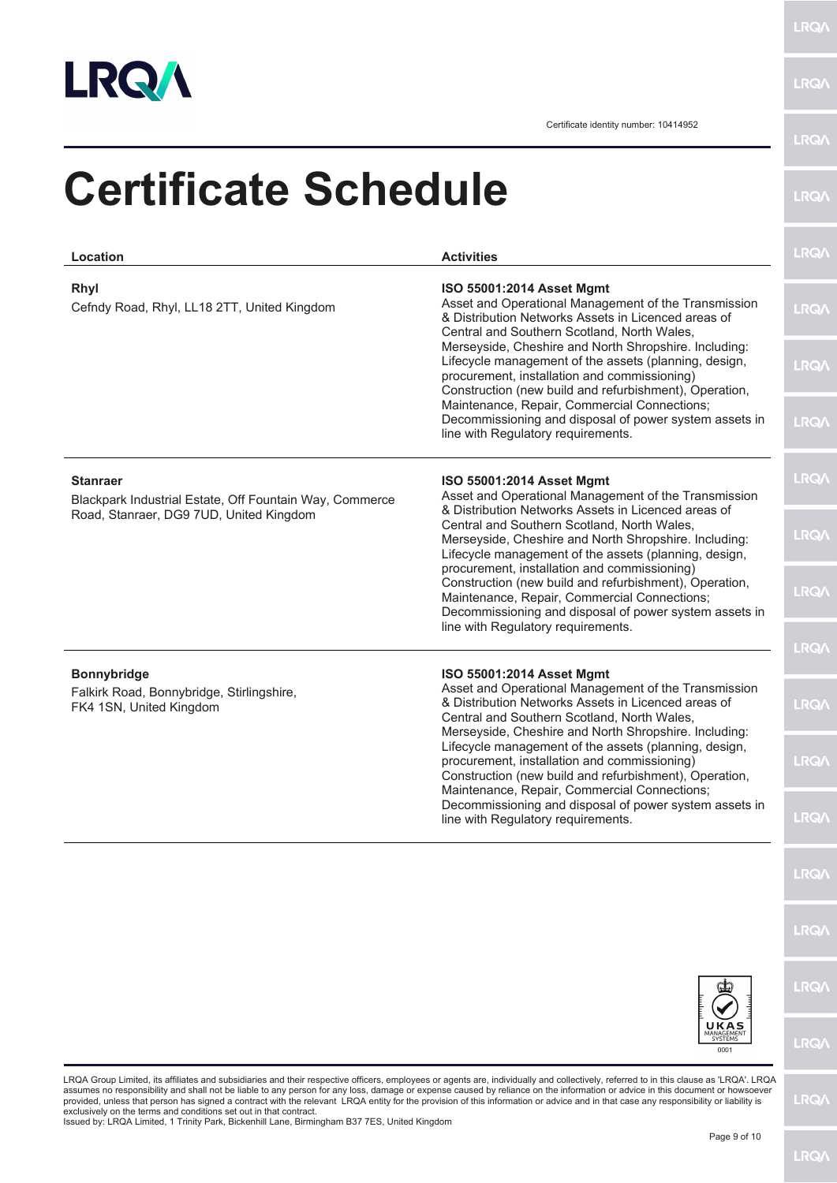Certificate identity number: 10414952

# Certificate Schedule

| Location | Activities |
| --- | --- |
| **Rhyl**<br>Cefndy Road, Rhyl, LL18 2TT, United Kingdom | **ISO 55001:2014 Asset Mgmt**<br>Asset and Operational Management of the Transmission & Distribution Networks Assets in Licenced areas of Central and Southern Scotland, North Wales, Merseyside, Cheshire and North Shropshire. Including: Lifecycle management of the assets (planning, design, procurement, installation and commissioning) Construction (new build and refurbishment), Operation, Maintenance, Repair, Commercial Connections; Decommissioning and disposal of power system assets in line with Regulatory requirements. |
| **Stanraer**<br>Blackpark Industrial Estate, Off Fountain Way, Commerce Road, Stanraer, DG9 7UD, United Kingdom | **ISO 55001:2014 Asset Mgmt**<br>Asset and Operational Management of the Transmission & Distribution Networks Assets in Licenced areas of Central and Southern Scotland, North Wales, Merseyside, Cheshire and North Shropshire. Including: Lifecycle management of the assets (planning, design, procurement, installation and commissioning) Construction (new build and refurbishment), Operation, Maintenance, Repair, Commercial Connections; Decommissioning and disposal of power system assets in line with Regulatory requirements. |
| **Bonnybridge**<br>Falkirk Road, Bonnybridge, Stirlingshire, FK4 1SN, United Kingdom | **ISO 55001:2014 Asset Mgmt**<br>Asset and Operational Management of the Transmission & Distribution Networks Assets in Licenced areas of Central and Southern Scotland, North Wales, Merseyside, Cheshire and North Shropshire. Including: Lifecycle management of the assets (planning, design, procurement, installation and commissioning) Construction (new build and refurbishment), Operation, Maintenance, Repair, Commercial Connections; Decommissioning and disposal of power system assets in line with Regulatory requirements. |

LRQA Group Limited, its affiliates and subsidiaries and their respective officers, employees or agents are, individually and collectively, referred to in this clause as 'LRQA'. LRQA assumes no responsibility and shall not be liable to any person for any loss, damage or expense caused by reliance on the information or advice in this document or howsoever provided, unless that person has signed a contract with the relevant LRQA entity for the provision of this information or advice and in that case any responsibility or liability is exclusively on the terms and conditions set out in that contract.
Issued by: LRQA Limited, 1 Trinity Park, Bickenhill Lane, Birmingham B37 7ES, United Kingdom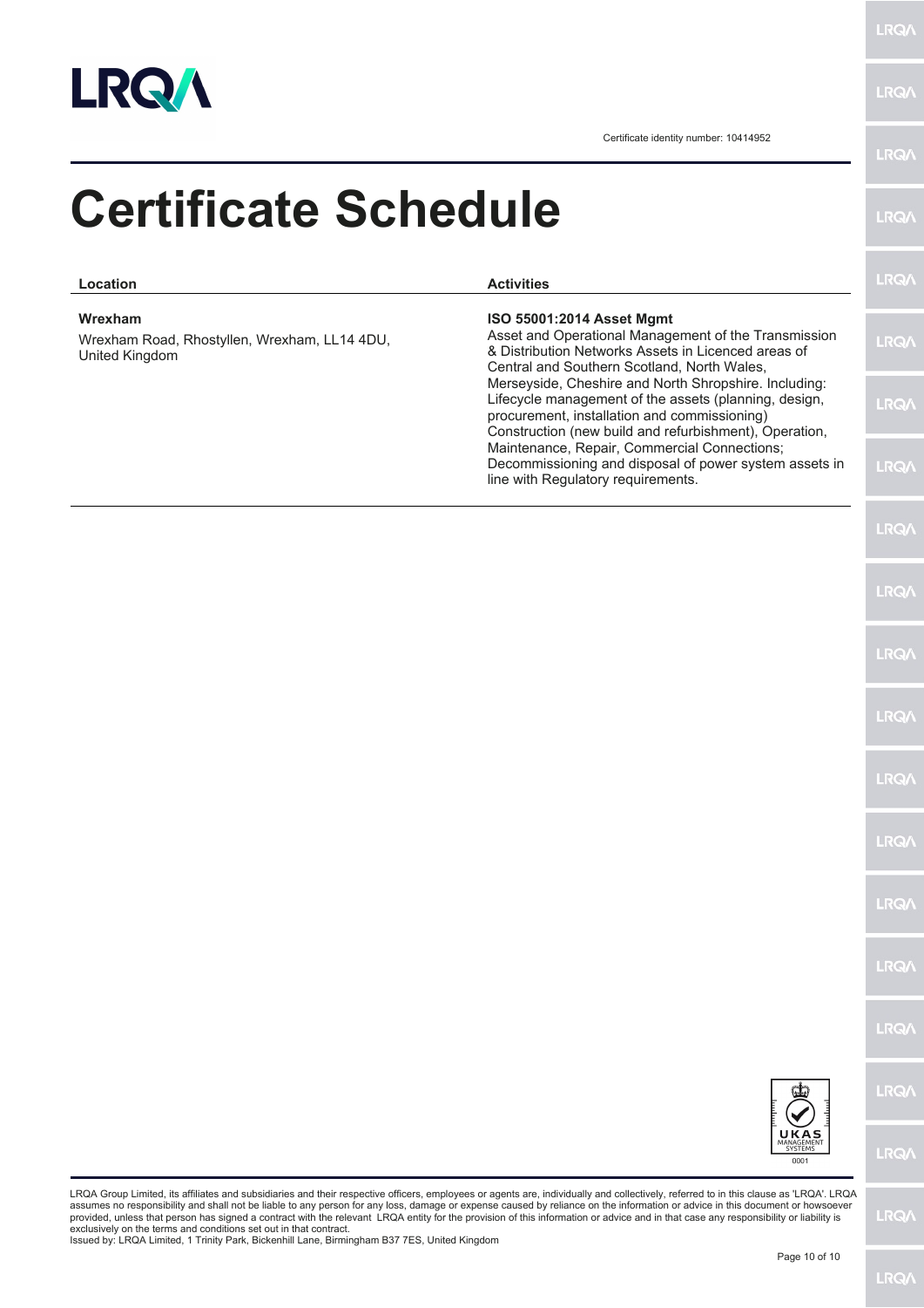Certificate identity number: 10414952

# Certificate Schedule

| Location | Activities |
| --- | --- |
| **Wrexham**<br>Wrexham Road, Rhostyllen, Wrexham, LL14 4DU, United Kingdom | **ISO 55001:2014 Asset Mgmt**<br>Asset and Operational Management of the Transmission & Distribution Networks Assets in Licenced areas of Central and Southern Scotland, North Wales, Merseyside, Cheshire and North Shropshire. Including: Lifecycle management of the assets (planning, design, procurement, installation and commissioning) Construction (new build and refurbishment), Operation, Maintenance, Repair, Commercial Connections; Decommissioning and disposal of power system assets in line with Regulatory requirements. |

UKAS MANAGEMENT SYSTEMS 0001

LRQA Group Limited, its affiliates and subsidiaries and their respective officers, employees or agents are, individually and collectively, referred to in this clause as 'LRQA'. LRQA assumes no responsibility and shall not be liable to any person for any loss, damage or expense caused by reliance on the information or advice in this document or howsoever provided, unless that person has signed a contract with the relevant LRQA entity for the provision of this information or advice and in that case any responsibility or liability is exclusively on the terms and conditions set out in that contract.
Issued by: LRQA Limited, 1 Trinity Park, Bickenhill Lane, Birmingham B37 7ES, United Kingdom